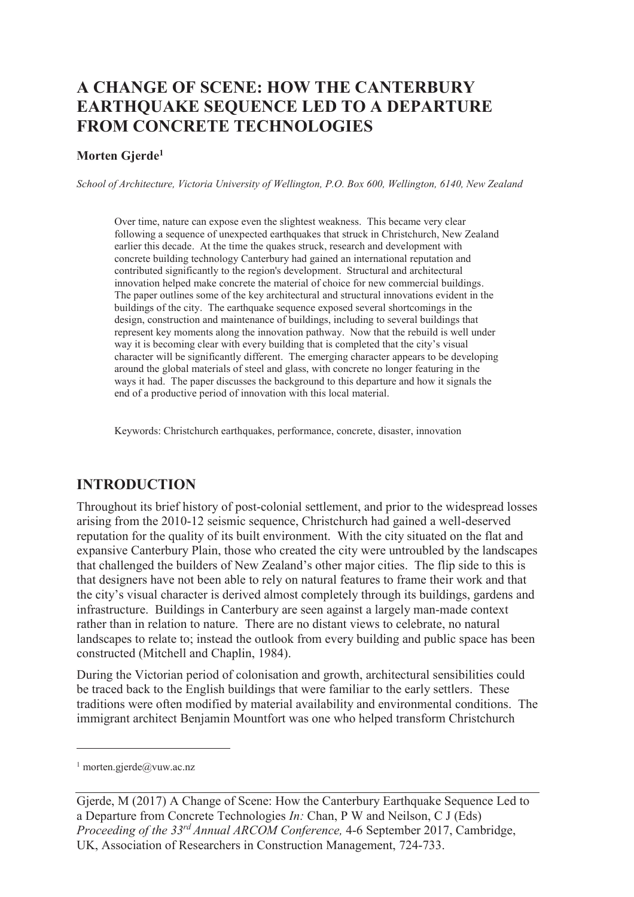# A CHANGE OF SCENE: HOW THE CANTERBURY EARTHQUAKE SEQUENCE LED TO A DEPARTURE FROM CONCRETE TECHNOLOGIES

**Morten Gjerde[1]**

*School of Architecture, Victoria University of Wellington, P.O. Box 600, Wellington, 6140, New Zealand*

Over time, nature can expose even the slightest weakness. This became very clear following a sequence of unexpected earthquakes that struck in Christchurch, New Zealand earlier this decade. At the time the quakes struck, research and development with concrete building technology Canterbury had gained an international reputation and contributed significantly to the region's development. Structural and architectural innovation helped make concrete the material of choice for new commercial buildings. The paper outlines some of the key architectural and structural innovations evident in the buildings of the city. The earthquake sequence exposed several shortcomings in the design, construction and maintenance of buildings, including to several buildings that represent key moments along the innovation pathway. Now that the rebuild is well under way it is becoming clear with every building that is completed that the city's visual character will be significantly different. The emerging character appears to be developing around the global materials of steel and glass, with concrete no longer featuring in the ways it had. The paper discusses the background to this departure and how it signals the end of a productive period of innovation with this local material.

Keywords: Christchurch earthquakes, performance, concrete, disaster, innovation

## INTRODUCTION

Throughout its brief history of post-colonial settlement, and prior to the widespread losses arising from the 2010-12 seismic sequence, Christchurch had gained a well-deserved reputation for the quality of its built environment. With the city situated on the flat and expansive Canterbury Plain, those who created the city were untroubled by the landscapes that challenged the builders of New Zealand's other major cities. The flip side to this is that designers have not been able to rely on natural features to frame their work and that the city's visual character is derived almost completely through its buildings, gardens and infrastructure. Buildings in Canterbury are seen against a largely man-made context rather than in relation to nature. There are no distant views to celebrate, no natural landscapes to relate to; instead the outlook from every building and public space has been constructed (Mitchell and Chaplin, 1984).

During the Victorian period of colonisation and growth, architectural sensibilities could be traced back to the English buildings that were familiar to the early settlers. These traditions were often modified by material availability and environmental conditions. The immigrant architect Benjamin Mountfort was one who helped transform Christchurch

[1] morten.gjerde@vuw.ac.nz

Gjerde, M (2017) A Change of Scene: How the Canterbury Earthquake Sequence Led to a Departure from Concrete Technologies *In:* Chan, P W and Neilson, C J (Eds) *Proceeding of the 33rd Annual ARCOM Conference,* 4-6 September 2017, Cambridge, UK, Association of Researchers in Construction Management, 724-733.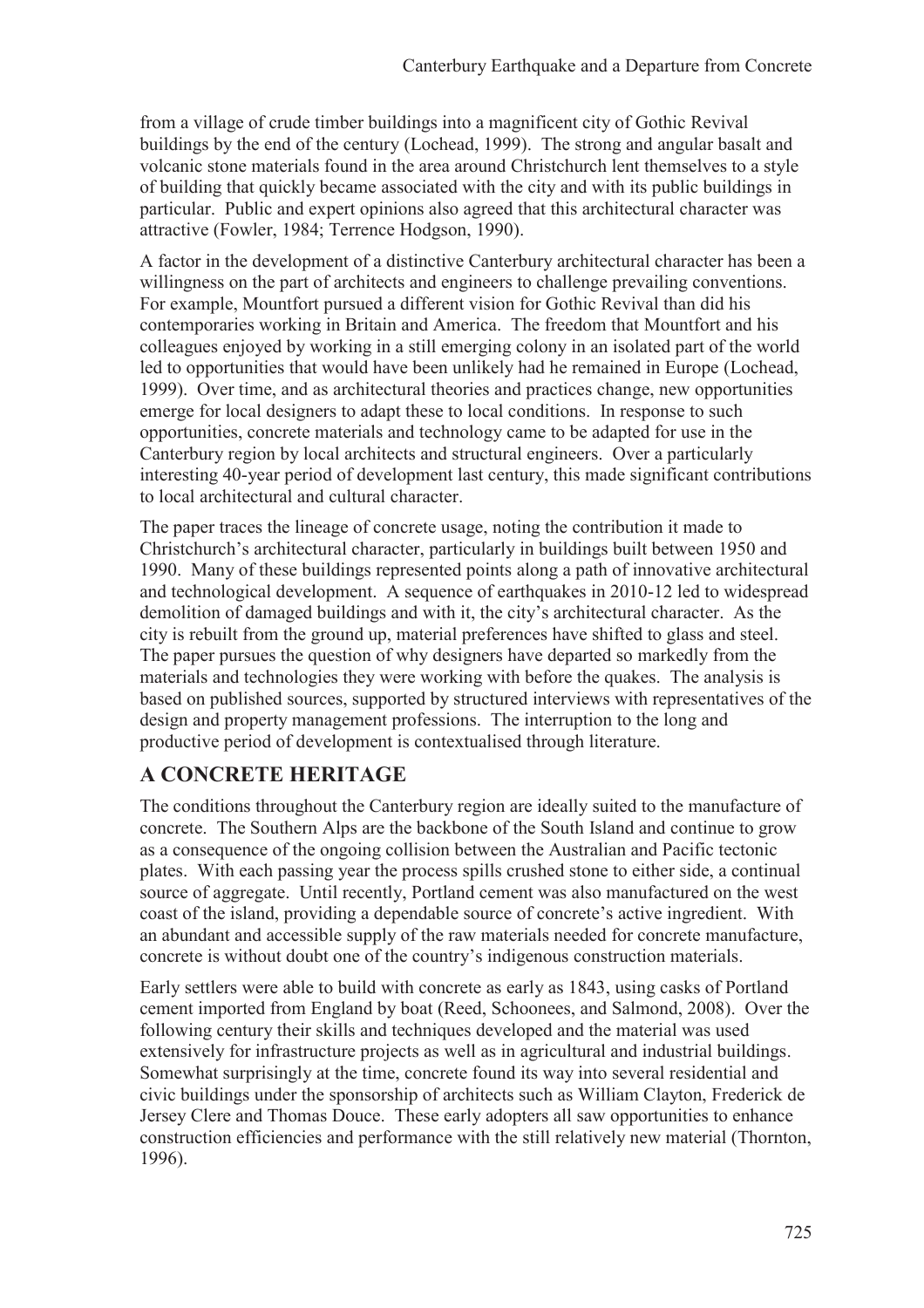from a village of crude timber buildings into a magnificent city of Gothic Revival buildings by the end of the century (Lochead, 1999). The strong and angular basalt and volcanic stone materials found in the area around Christchurch lent themselves to a style of building that quickly became associated with the city and with its public buildings in particular. Public and expert opinions also agreed that this architectural character was attractive (Fowler, 1984; Terrence Hodgson, 1990).

A factor in the development of a distinctive Canterbury architectural character has been a willingness on the part of architects and engineers to challenge prevailing conventions. For example, Mountfort pursued a different vision for Gothic Revival than did his contemporaries working in Britain and America. The freedom that Mountfort and his colleagues enjoyed by working in a still emerging colony in an isolated part of the world led to opportunities that would have been unlikely had he remained in Europe (Lochead, 1999). Over time, and as architectural theories and practices change, new opportunities emerge for local designers to adapt these to local conditions. In response to such opportunities, concrete materials and technology came to be adapted for use in the Canterbury region by local architects and structural engineers. Over a particularly interesting 40-year period of development last century, this made significant contributions to local architectural and cultural character.

The paper traces the lineage of concrete usage, noting the contribution it made to Christchurch's architectural character, particularly in buildings built between 1950 and 1990. Many of these buildings represented points along a path of innovative architectural and technological development. A sequence of earthquakes in 2010-12 led to widespread demolition of damaged buildings and with it, the city's architectural character. As the city is rebuilt from the ground up, material preferences have shifted to glass and steel. The paper pursues the question of why designers have departed so markedly from the materials and technologies they were working with before the quakes. The analysis is based on published sources, supported by structured interviews with representatives of the design and property management professions. The interruption to the long and productive period of development is contextualised through literature.

## A CONCRETE HERITAGE

The conditions throughout the Canterbury region are ideally suited to the manufacture of concrete. The Southern Alps are the backbone of the South Island and continue to grow as a consequence of the ongoing collision between the Australian and Pacific tectonic plates. With each passing year the process spills crushed stone to either side, a continual source of aggregate. Until recently, Portland cement was also manufactured on the west coast of the island, providing a dependable source of concrete's active ingredient. With an abundant and accessible supply of the raw materials needed for concrete manufacture, concrete is without doubt one of the country's indigenous construction materials.

Early settlers were able to build with concrete as early as 1843, using casks of Portland cement imported from England by boat (Reed, Schoonees, and Salmond, 2008). Over the following century their skills and techniques developed and the material was used extensively for infrastructure projects as well as in agricultural and industrial buildings. Somewhat surprisingly at the time, concrete found its way into several residential and civic buildings under the sponsorship of architects such as William Clayton, Frederick de Jersey Clere and Thomas Douce. These early adopters all saw opportunities to enhance construction efficiencies and performance with the still relatively new material (Thornton, 1996).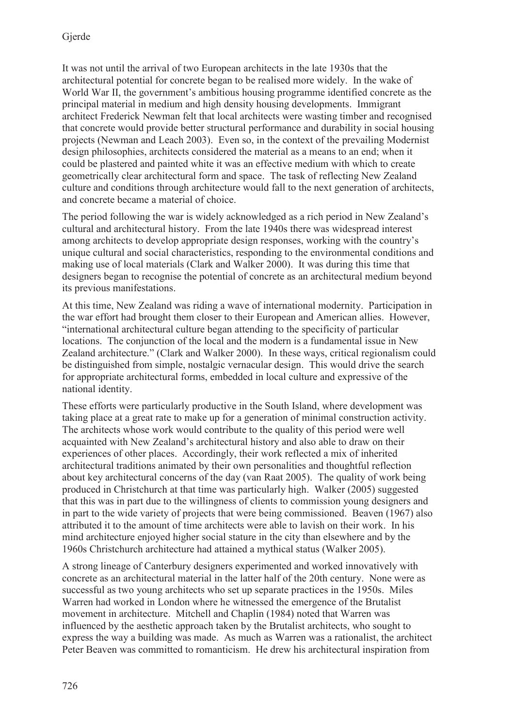It was not until the arrival of two European architects in the late 1930s that the architectural potential for concrete began to be realised more widely. In the wake of World War II, the government's ambitious housing programme identified concrete as the principal material in medium and high density housing developments. Immigrant architect Frederick Newman felt that local architects were wasting timber and recognised that concrete would provide better structural performance and durability in social housing projects (Newman and Leach 2003). Even so, in the context of the prevailing Modernist design philosophies, architects considered the material as a means to an end; when it could be plastered and painted white it was an effective medium with which to create geometrically clear architectural form and space. The task of reflecting New Zealand culture and conditions through architecture would fall to the next generation of architects, and concrete became a material of choice.

The period following the war is widely acknowledged as a rich period in New Zealand's cultural and architectural history. From the late 1940s there was widespread interest among architects to develop appropriate design responses, working with the country's unique cultural and social characteristics, responding to the environmental conditions and making use of local materials (Clark and Walker 2000). It was during this time that designers began to recognise the potential of concrete as an architectural medium beyond its previous manifestations.

At this time, New Zealand was riding a wave of international modernity. Participation in the war effort had brought them closer to their European and American allies. However, "international architectural culture began attending to the specificity of particular locations. The conjunction of the local and the modern is a fundamental issue in New Zealand architecture." (Clark and Walker 2000). In these ways, critical regionalism could be distinguished from simple, nostalgic vernacular design. This would drive the search for appropriate architectural forms, embedded in local culture and expressive of the national identity.

These efforts were particularly productive in the South Island, where development was taking place at a great rate to make up for a generation of minimal construction activity. The architects whose work would contribute to the quality of this period were well acquainted with New Zealand's architectural history and also able to draw on their experiences of other places. Accordingly, their work reflected a mix of inherited architectural traditions animated by their own personalities and thoughtful reflection about key architectural concerns of the day (van Raat 2005). The quality of work being produced in Christchurch at that time was particularly high. Walker (2005) suggested that this was in part due to the willingness of clients to commission young designers and in part to the wide variety of projects that were being commissioned. Beaven (1967) also attributed it to the amount of time architects were able to lavish on their work. In his mind architecture enjoyed higher social stature in the city than elsewhere and by the 1960s Christchurch architecture had attained a mythical status (Walker 2005).

A strong lineage of Canterbury designers experimented and worked innovatively with concrete as an architectural material in the latter half of the 20th century. None were as successful as two young architects who set up separate practices in the 1950s. Miles Warren had worked in London where he witnessed the emergence of the Brutalist movement in architecture. Mitchell and Chaplin (1984) noted that Warren was influenced by the aesthetic approach taken by the Brutalist architects, who sought to express the way a building was made. As much as Warren was a rationalist, the architect Peter Beaven was committed to romanticism. He drew his architectural inspiration from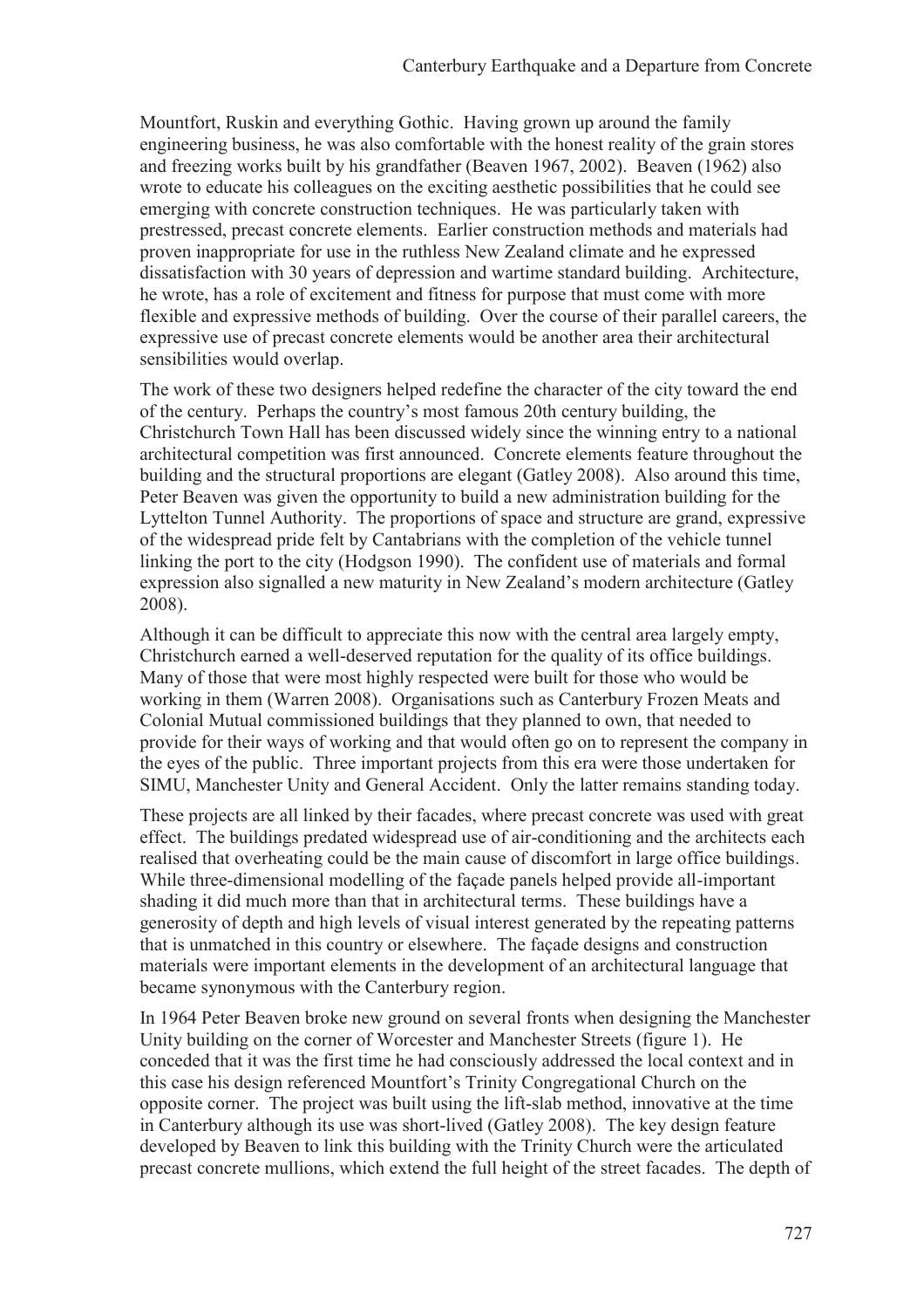Mountfort, Ruskin and everything Gothic. Having grown up around the family engineering business, he was also comfortable with the honest reality of the grain stores and freezing works built by his grandfather (Beaven 1967, 2002). Beaven (1962) also wrote to educate his colleagues on the exciting aesthetic possibilities that he could see emerging with concrete construction techniques. He was particularly taken with prestressed, precast concrete elements. Earlier construction methods and materials had proven inappropriate for use in the ruthless New Zealand climate and he expressed dissatisfaction with 30 years of depression and wartime standard building. Architecture, he wrote, has a role of excitement and fitness for purpose that must come with more flexible and expressive methods of building. Over the course of their parallel careers, the expressive use of precast concrete elements would be another area their architectural sensibilities would overlap.

The work of these two designers helped redefine the character of the city toward the end of the century. Perhaps the country's most famous 20th century building, the Christchurch Town Hall has been discussed widely since the winning entry to a national architectural competition was first announced. Concrete elements feature throughout the building and the structural proportions are elegant (Gatley 2008). Also around this time, Peter Beaven was given the opportunity to build a new administration building for the Lyttelton Tunnel Authority. The proportions of space and structure are grand, expressive of the widespread pride felt by Cantabrians with the completion of the vehicle tunnel linking the port to the city (Hodgson 1990). The confident use of materials and formal expression also signalled a new maturity in New Zealand's modern architecture (Gatley 2008).

Although it can be difficult to appreciate this now with the central area largely empty, Christchurch earned a well-deserved reputation for the quality of its office buildings. Many of those that were most highly respected were built for those who would be working in them (Warren 2008). Organisations such as Canterbury Frozen Meats and Colonial Mutual commissioned buildings that they planned to own, that needed to provide for their ways of working and that would often go on to represent the company in the eyes of the public. Three important projects from this era were those undertaken for SIMU, Manchester Unity and General Accident. Only the latter remains standing today.

These projects are all linked by their facades, where precast concrete was used with great effect. The buildings predated widespread use of air-conditioning and the architects each realised that overheating could be the main cause of discomfort in large office buildings. While three-dimensional modelling of the façade panels helped provide all-important shading it did much more than that in architectural terms. These buildings have a generosity of depth and high levels of visual interest generated by the repeating patterns that is unmatched in this country or elsewhere. The façade designs and construction materials were important elements in the development of an architectural language that became synonymous with the Canterbury region.

In 1964 Peter Beaven broke new ground on several fronts when designing the Manchester Unity building on the corner of Worcester and Manchester Streets (figure 1). He conceded that it was the first time he had consciously addressed the local context and in this case his design referenced Mountfort's Trinity Congregational Church on the opposite corner. The project was built using the lift-slab method, innovative at the time in Canterbury although its use was short-lived (Gatley 2008). The key design feature developed by Beaven to link this building with the Trinity Church were the articulated precast concrete mullions, which extend the full height of the street facades. The depth of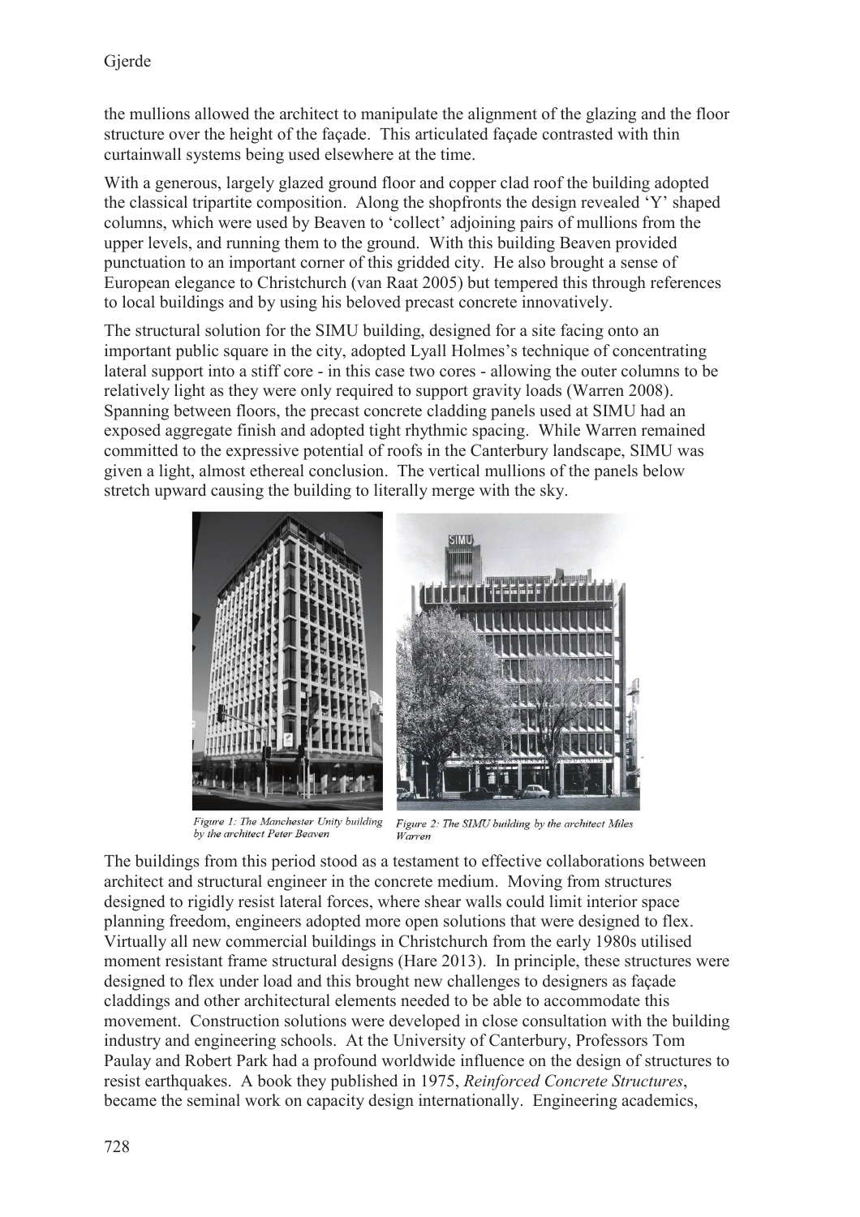the mullions allowed the architect to manipulate the alignment of the glazing and the floor structure over the height of the façade. This articulated façade contrasted with thin curtainwall systems being used elsewhere at the time.

With a generous, largely glazed ground floor and copper clad roof the building adopted the classical tripartite composition. Along the shopfronts the design revealed 'Y' shaped columns, which were used by Beaven to 'collect' adjoining pairs of mullions from the upper levels, and running them to the ground. With this building Beaven provided punctuation to an important corner of this gridded city. He also brought a sense of European elegance to Christchurch (van Raat 2005) but tempered this through references to local buildings and by using his beloved precast concrete innovatively.

The structural solution for the SIMU building, designed for a site facing onto an important public square in the city, adopted Lyall Holmes's technique of concentrating lateral support into a stiff core - in this case two cores - allowing the outer columns to be relatively light as they were only required to support gravity loads (Warren 2008). Spanning between floors, the precast concrete cladding panels used at SIMU had an exposed aggregate finish and adopted tight rhythmic spacing. While Warren remained committed to the expressive potential of roofs in the Canterbury landscape, SIMU was given a light, almost ethereal conclusion. The vertical mullions of the panels below stretch upward causing the building to literally merge with the sky.

*Figure 1: The Manchester Unity building by the architect Peter Beaven*

*Figure 2: The SIMU building by the architect Miles Warren*

The buildings from this period stood as a testament to effective collaborations between architect and structural engineer in the concrete medium. Moving from structures designed to rigidly resist lateral forces, where shear walls could limit interior space planning freedom, engineers adopted more open solutions that were designed to flex. Virtually all new commercial buildings in Christchurch from the early 1980s utilised moment resistant frame structural designs (Hare 2013). In principle, these structures were designed to flex under load and this brought new challenges to designers as façade claddings and other architectural elements needed to be able to accommodate this movement. Construction solutions were developed in close consultation with the building industry and engineering schools. At the University of Canterbury, Professors Tom Paulay and Robert Park had a profound worldwide influence on the design of structures to resist earthquakes. A book they published in 1975, *Reinforced Concrete Structures*, became the seminal work on capacity design internationally. Engineering academics,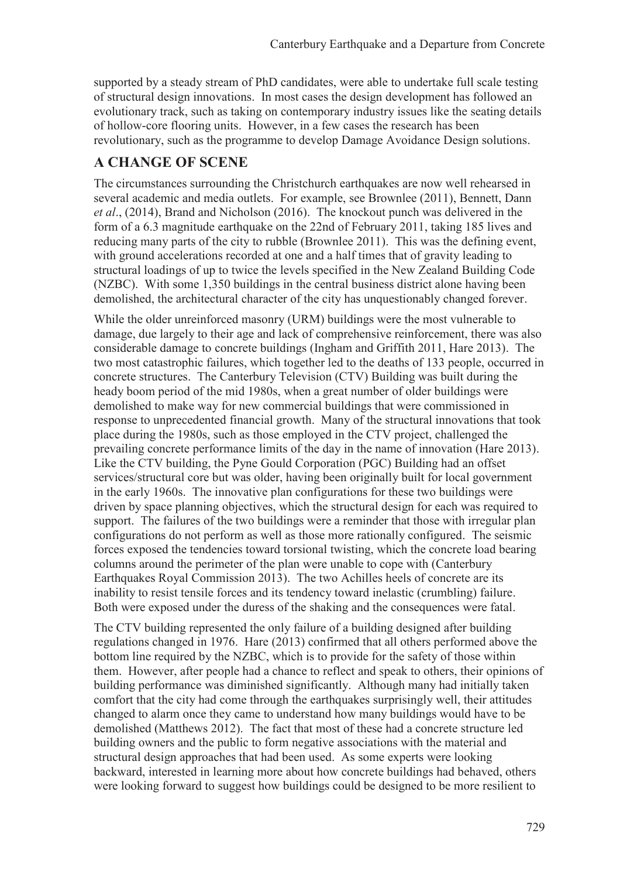supported by a steady stream of PhD candidates, were able to undertake full scale testing of structural design innovations. In most cases the design development has followed an evolutionary track, such as taking on contemporary industry issues like the seating details of hollow-core flooring units. However, in a few cases the research has been revolutionary, such as the programme to develop Damage Avoidance Design solutions.

## A CHANGE OF SCENE

The circumstances surrounding the Christchurch earthquakes are now well rehearsed in several academic and media outlets. For example, see Brownlee (2011), Bennett, Dann *et al*., (2014), Brand and Nicholson (2016). The knockout punch was delivered in the form of a 6.3 magnitude earthquake on the 22nd of February 2011, taking 185 lives and reducing many parts of the city to rubble (Brownlee 2011). This was the defining event, with ground accelerations recorded at one and a half times that of gravity leading to structural loadings of up to twice the levels specified in the New Zealand Building Code (NZBC). With some 1,350 buildings in the central business district alone having been demolished, the architectural character of the city has unquestionably changed forever.

While the older unreinforced masonry (URM) buildings were the most vulnerable to damage, due largely to their age and lack of comprehensive reinforcement, there was also considerable damage to concrete buildings (Ingham and Griffith 2011, Hare 2013). The two most catastrophic failures, which together led to the deaths of 133 people, occurred in concrete structures. The Canterbury Television (CTV) Building was built during the heady boom period of the mid 1980s, when a great number of older buildings were demolished to make way for new commercial buildings that were commissioned in response to unprecedented financial growth. Many of the structural innovations that took place during the 1980s, such as those employed in the CTV project, challenged the prevailing concrete performance limits of the day in the name of innovation (Hare 2013). Like the CTV building, the Pyne Gould Corporation (PGC) Building had an offset services/structural core but was older, having been originally built for local government in the early 1960s. The innovative plan configurations for these two buildings were driven by space planning objectives, which the structural design for each was required to support. The failures of the two buildings were a reminder that those with irregular plan configurations do not perform as well as those more rationally configured. The seismic forces exposed the tendencies toward torsional twisting, which the concrete load bearing columns around the perimeter of the plan were unable to cope with (Canterbury Earthquakes Royal Commission 2013). The two Achilles heels of concrete are its inability to resist tensile forces and its tendency toward inelastic (crumbling) failure. Both were exposed under the duress of the shaking and the consequences were fatal.

The CTV building represented the only failure of a building designed after building regulations changed in 1976. Hare (2013) confirmed that all others performed above the bottom line required by the NZBC, which is to provide for the safety of those within them. However, after people had a chance to reflect and speak to others, their opinions of building performance was diminished significantly. Although many had initially taken comfort that the city had come through the earthquakes surprisingly well, their attitudes changed to alarm once they came to understand how many buildings would have to be demolished (Matthews 2012). The fact that most of these had a concrete structure led building owners and the public to form negative associations with the material and structural design approaches that had been used. As some experts were looking backward, interested in learning more about how concrete buildings had behaved, others were looking forward to suggest how buildings could be designed to be more resilient to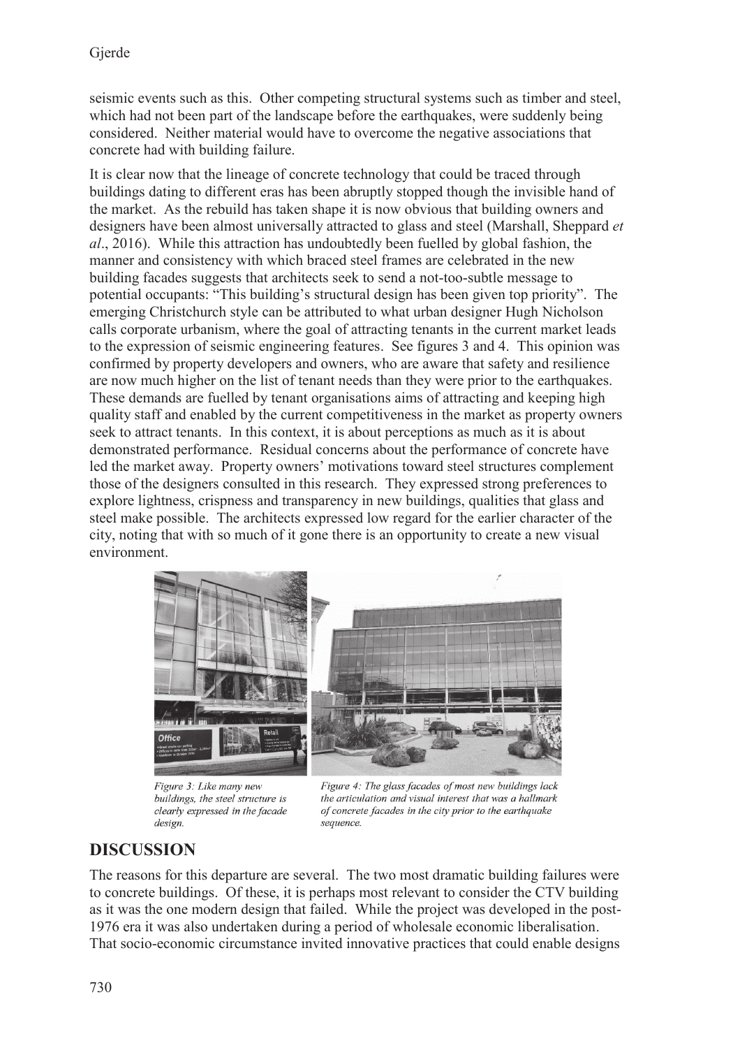seismic events such as this. Other competing structural systems such as timber and steel, which had not been part of the landscape before the earthquakes, were suddenly being considered. Neither material would have to overcome the negative associations that concrete had with building failure.

It is clear now that the lineage of concrete technology that could be traced through buildings dating to different eras has been abruptly stopped though the invisible hand of the market. As the rebuild has taken shape it is now obvious that building owners and designers have been almost universally attracted to glass and steel (Marshall, Sheppard *et al*., 2016). While this attraction has undoubtedly been fuelled by global fashion, the manner and consistency with which braced steel frames are celebrated in the new building facades suggests that architects seek to send a not-too-subtle message to potential occupants: "This building's structural design has been given top priority". The emerging Christchurch style can be attributed to what urban designer Hugh Nicholson calls corporate urbanism, where the goal of attracting tenants in the current market leads to the expression of seismic engineering features. See figures 3 and 4. This opinion was confirmed by property developers and owners, who are aware that safety and resilience are now much higher on the list of tenant needs than they were prior to the earthquakes. These demands are fuelled by tenant organisations aims of attracting and keeping high quality staff and enabled by the current competitiveness in the market as property owners seek to attract tenants. In this context, it is about perceptions as much as it is about demonstrated performance. Residual concerns about the performance of concrete have led the market away. Property owners' motivations toward steel structures complement those of the designers consulted in this research. They expressed strong preferences to explore lightness, crispness and transparency in new buildings, qualities that glass and steel make possible. The architects expressed low regard for the earlier character of the city, noting that with so much of it gone there is an opportunity to create a new visual environment.

*Figure 3: Like many new buildings, the steel structure is clearly expressed in the facade design.*

*Figure 4: The glass facades of most new buildings lack the articulation and visual interest that was a hallmark of concrete facades in the city prior to the earthquake sequence.*

## DISCUSSION

The reasons for this departure are several. The two most dramatic building failures were to concrete buildings. Of these, it is perhaps most relevant to consider the CTV building as it was the one modern design that failed. While the project was developed in the post-1976 era it was also undertaken during a period of wholesale economic liberalisation. That socio-economic circumstance invited innovative practices that could enable designs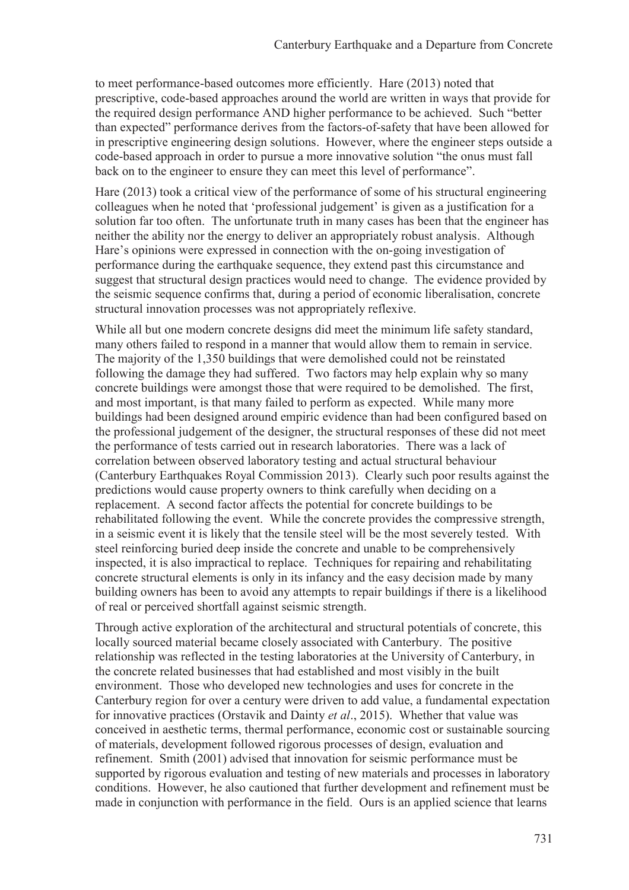to meet performance-based outcomes more efficiently. Hare (2013) noted that prescriptive, code-based approaches around the world are written in ways that provide for the required design performance AND higher performance to be achieved. Such "better than expected" performance derives from the factors-of-safety that have been allowed for in prescriptive engineering design solutions. However, where the engineer steps outside a code-based approach in order to pursue a more innovative solution "the onus must fall back on to the engineer to ensure they can meet this level of performance".

Hare (2013) took a critical view of the performance of some of his structural engineering colleagues when he noted that 'professional judgement' is given as a justification for a solution far too often. The unfortunate truth in many cases has been that the engineer has neither the ability nor the energy to deliver an appropriately robust analysis. Although Hare's opinions were expressed in connection with the on-going investigation of performance during the earthquake sequence, they extend past this circumstance and suggest that structural design practices would need to change. The evidence provided by the seismic sequence confirms that, during a period of economic liberalisation, concrete structural innovation processes was not appropriately reflexive.

While all but one modern concrete designs did meet the minimum life safety standard, many others failed to respond in a manner that would allow them to remain in service. The majority of the 1,350 buildings that were demolished could not be reinstated following the damage they had suffered. Two factors may help explain why so many concrete buildings were amongst those that were required to be demolished. The first, and most important, is that many failed to perform as expected. While many more buildings had been designed around empiric evidence than had been configured based on the professional judgement of the designer, the structural responses of these did not meet the performance of tests carried out in research laboratories. There was a lack of correlation between observed laboratory testing and actual structural behaviour (Canterbury Earthquakes Royal Commission 2013). Clearly such poor results against the predictions would cause property owners to think carefully when deciding on a replacement. A second factor affects the potential for concrete buildings to be rehabilitated following the event. While the concrete provides the compressive strength, in a seismic event it is likely that the tensile steel will be the most severely tested. With steel reinforcing buried deep inside the concrete and unable to be comprehensively inspected, it is also impractical to replace. Techniques for repairing and rehabilitating concrete structural elements is only in its infancy and the easy decision made by many building owners has been to avoid any attempts to repair buildings if there is a likelihood of real or perceived shortfall against seismic strength.

Through active exploration of the architectural and structural potentials of concrete, this locally sourced material became closely associated with Canterbury. The positive relationship was reflected in the testing laboratories at the University of Canterbury, in the concrete related businesses that had established and most visibly in the built environment. Those who developed new technologies and uses for concrete in the Canterbury region for over a century were driven to add value, a fundamental expectation for innovative practices (Orstavik and Dainty *et al*., 2015). Whether that value was conceived in aesthetic terms, thermal performance, economic cost or sustainable sourcing of materials, development followed rigorous processes of design, evaluation and refinement. Smith (2001) advised that innovation for seismic performance must be supported by rigorous evaluation and testing of new materials and processes in laboratory conditions. However, he also cautioned that further development and refinement must be made in conjunction with performance in the field. Ours is an applied science that learns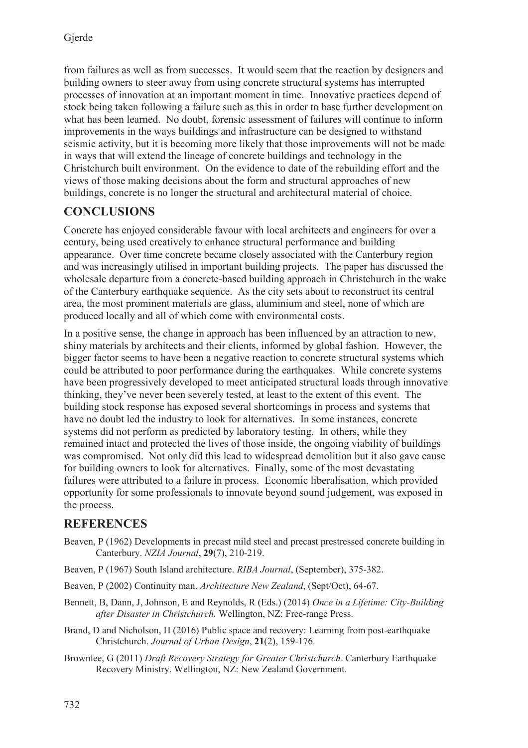from failures as well as from successes. It would seem that the reaction by designers and building owners to steer away from using concrete structural systems has interrupted processes of innovation at an important moment in time. Innovative practices depend of stock being taken following a failure such as this in order to base further development on what has been learned. No doubt, forensic assessment of failures will continue to inform improvements in the ways buildings and infrastructure can be designed to withstand seismic activity, but it is becoming more likely that those improvements will not be made in ways that will extend the lineage of concrete buildings and technology in the Christchurch built environment. On the evidence to date of the rebuilding effort and the views of those making decisions about the form and structural approaches of new buildings, concrete is no longer the structural and architectural material of choice.

## CONCLUSIONS

Concrete has enjoyed considerable favour with local architects and engineers for over a century, being used creatively to enhance structural performance and building appearance. Over time concrete became closely associated with the Canterbury region and was increasingly utilised in important building projects. The paper has discussed the wholesale departure from a concrete-based building approach in Christchurch in the wake of the Canterbury earthquake sequence. As the city sets about to reconstruct its central area, the most prominent materials are glass, aluminium and steel, none of which are produced locally and all of which come with environmental costs.

In a positive sense, the change in approach has been influenced by an attraction to new, shiny materials by architects and their clients, informed by global fashion. However, the bigger factor seems to have been a negative reaction to concrete structural systems which could be attributed to poor performance during the earthquakes. While concrete systems have been progressively developed to meet anticipated structural loads through innovative thinking, they've never been severely tested, at least to the extent of this event. The building stock response has exposed several shortcomings in process and systems that have no doubt led the industry to look for alternatives. In some instances, concrete systems did not perform as predicted by laboratory testing. In others, while they remained intact and protected the lives of those inside, the ongoing viability of buildings was compromised. Not only did this lead to widespread demolition but it also gave cause for building owners to look for alternatives. Finally, some of the most devastating failures were attributed to a failure in process. Economic liberalisation, which provided opportunity for some professionals to innovate beyond sound judgement, was exposed in the process.

## REFERENCES

Beaven, P (1962) Developments in precast mild steel and precast prestressed concrete building in Canterbury. *NZIA Journal*, **29**(7), 210-219.

Beaven, P (1967) South Island architecture. *RIBA Journal*, (September), 375-382.

Beaven, P (2002) Continuity man. *Architecture New Zealand*, (Sept/Oct), 64-67.

Bennett, B, Dann, J, Johnson, E and Reynolds, R (Eds.) (2014) *Once in a Lifetime: City-Building after Disaster in Christchurch.* Wellington, NZ: Free-range Press.

Brand, D and Nicholson, H (2016) Public space and recovery: Learning from post-earthquake Christchurch. *Journal of Urban Design*, **21**(2), 159-176.

Brownlee, G (2011) *Draft Recovery Strategy for Greater Christchurch*. Canterbury Earthquake Recovery Ministry. Wellington, NZ: New Zealand Government.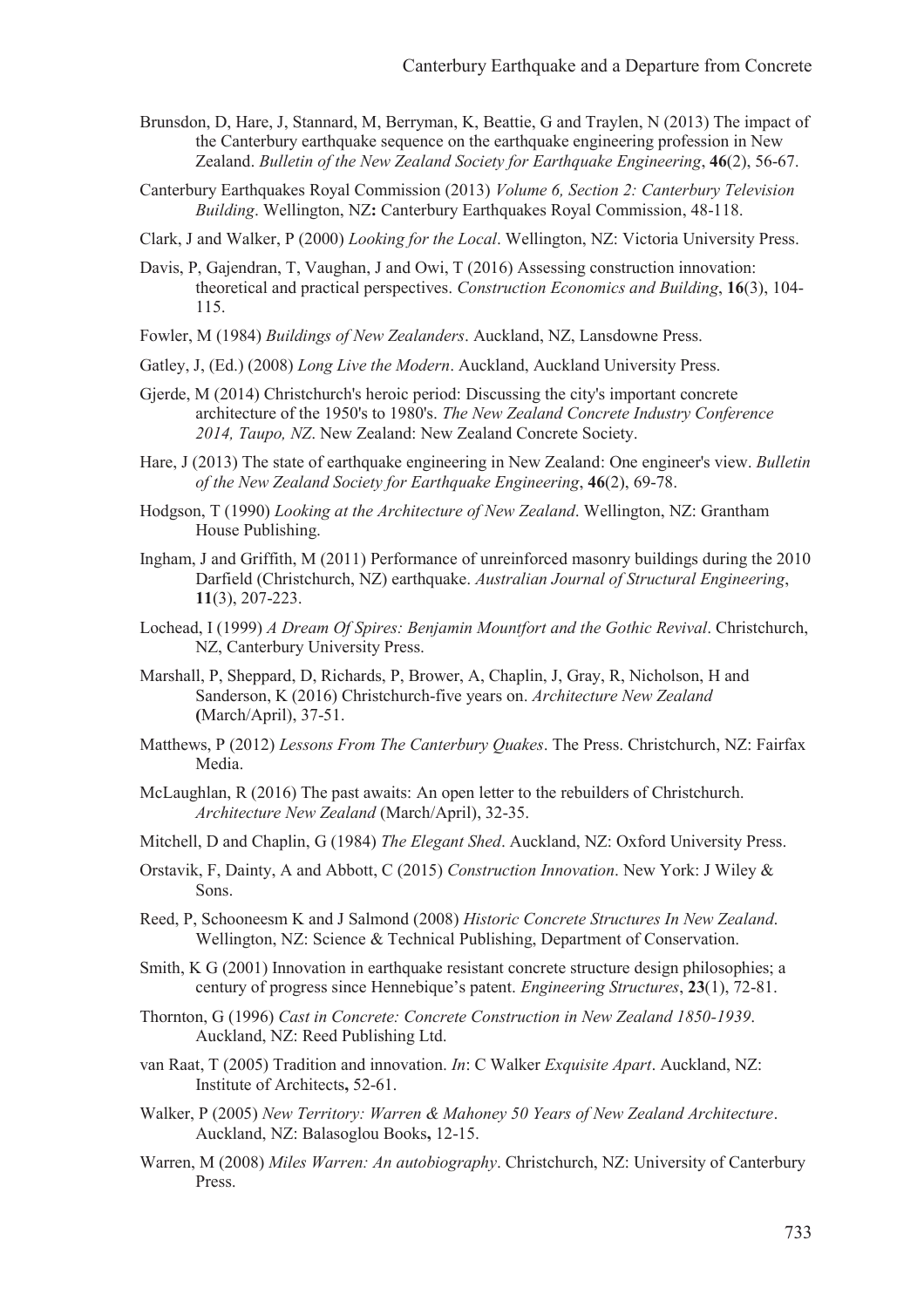Brunsdon, D, Hare, J, Stannard, M, Berryman, K, Beattie, G and Traylen, N (2013) The impact of the Canterbury earthquake sequence on the earthquake engineering profession in New Zealand. *Bulletin of the New Zealand Society for Earthquake Engineering*, **46**(2), 56-67.

Canterbury Earthquakes Royal Commission (2013) *Volume 6, Section 2: Canterbury Television Building*. Wellington, NZ**:** Canterbury Earthquakes Royal Commission, 48-118.

Clark, J and Walker, P (2000) *Looking for the Local*. Wellington, NZ: Victoria University Press.

Davis, P, Gajendran, T, Vaughan, J and Owi, T (2016) Assessing construction innovation: theoretical and practical perspectives. *Construction Economics and Building*, **16**(3), 104-115.

Fowler, M (1984) *Buildings of New Zealanders*. Auckland, NZ, Lansdowne Press.

Gatley, J, (Ed.) (2008) *Long Live the Modern*. Auckland, Auckland University Press.

Gjerde, M (2014) Christchurch's heroic period: Discussing the city's important concrete architecture of the 1950's to 1980's. *The New Zealand Concrete Industry Conference 2014, Taupo, NZ*. New Zealand: New Zealand Concrete Society.

Hare, J (2013) The state of earthquake engineering in New Zealand: One engineer's view. *Bulletin of the New Zealand Society for Earthquake Engineering*, **46**(2), 69-78.

Hodgson, T (1990) *Looking at the Architecture of New Zealand*. Wellington, NZ: Grantham House Publishing.

Ingham, J and Griffith, M (2011) Performance of unreinforced masonry buildings during the 2010 Darfield (Christchurch, NZ) earthquake. *Australian Journal of Structural Engineering*, **11**(3), 207-223.

Lochead, I (1999) *A Dream Of Spires: Benjamin Mountfort and the Gothic Revival*. Christchurch, NZ, Canterbury University Press.

Marshall, P, Sheppard, D, Richards, P, Brower, A, Chaplin, J, Gray, R, Nicholson, H and Sanderson, K (2016) Christchurch-five years on. *Architecture New Zealand* **(**March/April), 37-51.

Matthews, P (2012) *Lessons From The Canterbury Quakes*. The Press. Christchurch, NZ: Fairfax Media.

McLaughlan, R (2016) The past awaits: An open letter to the rebuilders of Christchurch. *Architecture New Zealand* (March/April), 32-35.

Mitchell, D and Chaplin, G (1984) *The Elegant Shed*. Auckland, NZ: Oxford University Press.

Orstavik, F, Dainty, A and Abbott, C (2015) *Construction Innovation*. New York: J Wiley & Sons.

Reed, P, Schooneesm K and J Salmond (2008) *Historic Concrete Structures In New Zealand*. Wellington, NZ: Science & Technical Publishing, Department of Conservation.

Smith, K G (2001) Innovation in earthquake resistant concrete structure design philosophies; a century of progress since Hennebique's patent. *Engineering Structures*, **23**(1), 72-81.

Thornton, G (1996) *Cast in Concrete: Concrete Construction in New Zealand 1850-1939*. Auckland, NZ: Reed Publishing Ltd.

van Raat, T (2005) Tradition and innovation. *In*: C Walker *Exquisite Apart*. Auckland, NZ: Institute of Architects**,** 52-61.

Walker, P (2005) *New Territory: Warren & Mahoney 50 Years of New Zealand Architecture*. Auckland, NZ: Balasoglou Books**,** 12-15.

Warren, M (2008) *Miles Warren: An autobiography*. Christchurch, NZ: University of Canterbury Press.